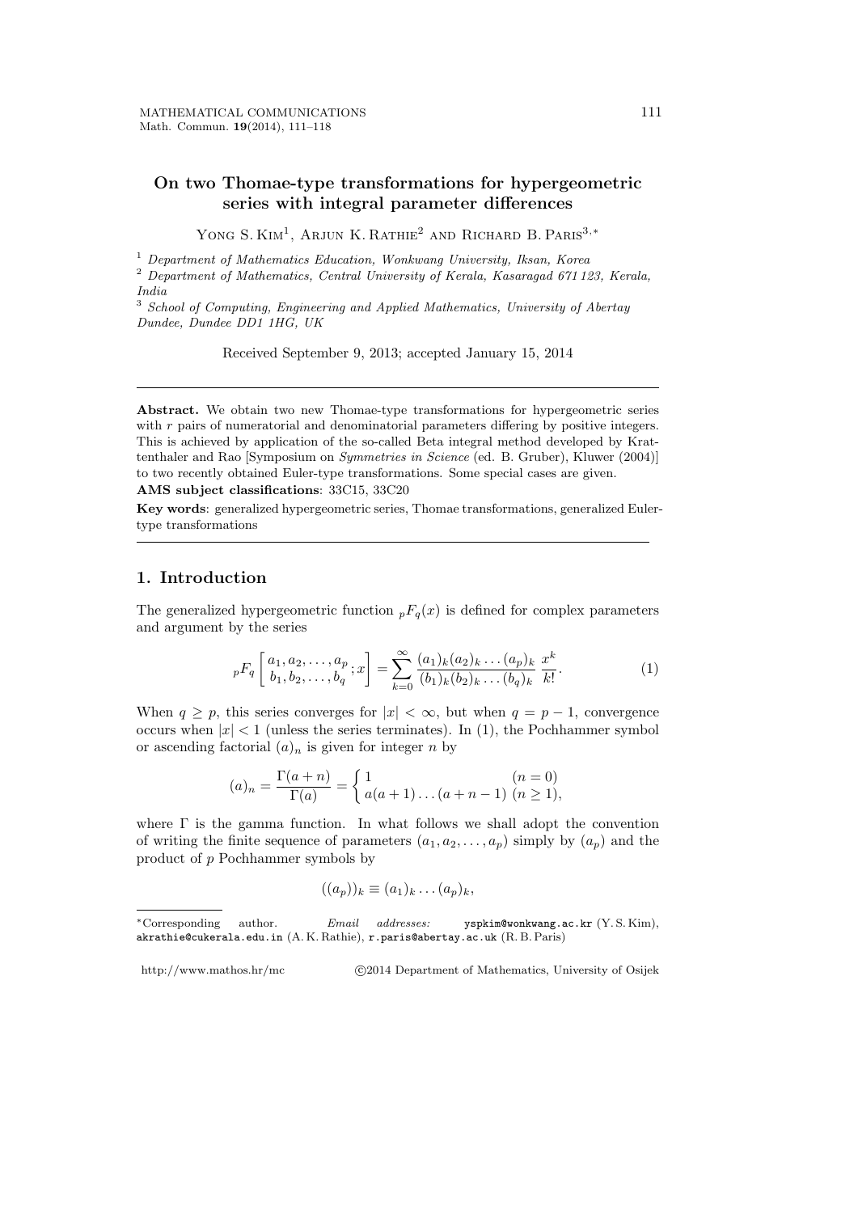# On two Thomae-type transformations for hypergeometric series with integral parameter differences

Yong S. Kim[1], Arjun K. Rathie[2] and Richard B. Paris[3,*]

[1] *Department of Mathematics Education, Wonkwang University, Iksan, Korea*

[2] *Department of Mathematics, Central University of Kerala, Kasaragad 671 123, Kerala, India*

[3] *School of Computing, Engineering and Applied Mathematics, University of Abertay Dundee, Dundee DD1 1HG, UK*

Received September 9, 2013; accepted January 15, 2014

---

**Abstract.** We obtain two new Thomae-type transformations for hypergeometric series with $r$ pairs of numeratorial and denominatorial parameters differing by positive integers. This is achieved by application of the so-called Beta integral method developed by Krattenthaler and Rao [Symposium on *Symmetries in Science* (ed. B. Gruber), Kluwer (2004)] to two recently obtained Euler-type transformations. Some special cases are given.

**AMS subject classifications**: 33C15, 33C20

**Key words**: generalized hypergeometric series, Thomae transformations, generalized Euler-type transformations

---

## 1. Introduction

The generalized hypergeometric function ${}_pF_q(x)$ is defined for complex parameters and argument by the series

$$ {}_pF_q\left[\begin{array}{c} a_1, a_2, \ldots, a_p \\ b_1, b_2, \ldots, b_q \end{array}; x\right] = \sum_{k=0}^{\infty} \frac{(a_1)_k (a_2)_k \ldots (a_p)_k}{(b_1)_k (b_2)_k \ldots (b_q)_k} \frac{x^k}{k!}. \tag{1} $$

When $q \geq p$, this series converges for $|x| < \infty$, but when $q = p - 1$, convergence occurs when $|x| < 1$ (unless the series terminates). In (1), the Pochhammer symbol or ascending factorial $(a)_n$ is given for integer $n$ by

$$ (a)_n = \frac{\Gamma(a+n)}{\Gamma(a)} = \begin{cases} 1 & (n = 0) \\ a(a+1)\ldots(a+n-1) & (n \geq 1), \end{cases} $$

where $\Gamma$ is the gamma function. In what follows we shall adopt the convention of writing the finite sequence of parameters $(a_1, a_2, \ldots, a_p)$ simply by $(a_p)$ and the product of $p$ Pochhammer symbols by

$$ ((a_p))_k \equiv (a_1)_k \ldots (a_p)_k, $$

---

*Corresponding author. *Email addresses:* yspkim@wonkwang.ac.kr (Y. S. Kim), akrathie@cukerala.edu.in (A. K. Rathie), r.paris@abertay.ac.uk (R. B. Paris)

http://www.mathos.hr/mc ©2014 Department of Mathematics, University of Osijek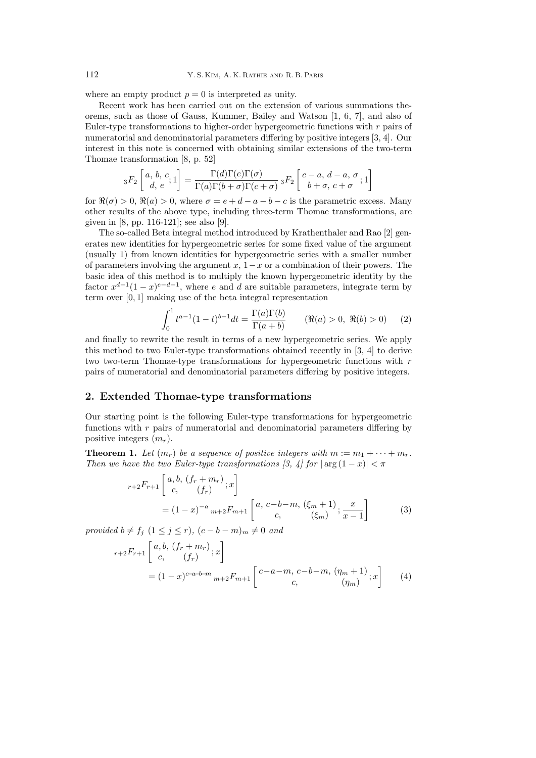where an empty product $p = 0$ is interpreted as unity.

Recent work has been carried out on the extension of various summations theorems, such as those of Gauss, Kummer, Bailey and Watson [1, 6, 7], and also of Euler-type transformations to higher-order hypergeometric functions with $r$ pairs of numeratorial and denominatorial parameters differing by positive integers [3, 4]. Our interest in this note is concerned with obtaining similar extensions of the two-term Thomae transformation [8, p. 52]

$$
{}_3F_2\left[\begin{matrix} a,\, b,\, c \\ d,\, e \end{matrix}; 1\right] = \frac{\Gamma(d)\Gamma(e)\Gamma(\sigma)}{\Gamma(a)\Gamma(b+\sigma)\Gamma(c+\sigma)}\, {}_3F_2\left[\begin{matrix} c-a,\, d-a,\, \sigma \\ b+\sigma,\, c+\sigma \end{matrix}; 1\right]
$$

for $\Re(\sigma) > 0$, $\Re(a) > 0$, where $\sigma = e + d - a - b - c$ is the parametric excess. Many other results of the above type, including three-term Thomae transformations, are given in [8, pp. 116-121]; see also [9].

The so-called Beta integral method introduced by Krathenthaler and Rao [2] generates new identities for hypergeometric series for some fixed value of the argument (usually 1) from known identities for hypergeometric series with a smaller number of parameters involving the argument $x$, $1-x$ or a combination of their powers. The basic idea of this method is to multiply the known hypergeometric identity by the factor $x^{d-1}(1-x)^{e-d-1}$, where $e$ and $d$ are suitable parameters, integrate term by term over $[0, 1]$ making use of the beta integral representation

$$
\int_0^1 t^{a-1}(1-t)^{b-1} dt = \frac{\Gamma(a)\Gamma(b)}{\Gamma(a+b)} \qquad (\Re(a) > 0,\ \Re(b) > 0) \tag{2}
$$

and finally to rewrite the result in terms of a new hypergeometric series. We apply this method to two Euler-type transformations obtained recently in [3, 4] to derive two two-term Thomae-type transformations for hypergeometric functions with $r$ pairs of numeratorial and denominatorial parameters differing by positive integers.

## 2. Extended Thomae-type transformations

Our starting point is the following Euler-type transformations for hypergeometric functions with $r$ pairs of numeratorial and denominatorial parameters differing by positive integers $(m_r)$.

**Theorem 1.** *Let $(m_r)$ be a sequence of positive integers with $m := m_1 + \cdots + m_r$. Then we have the two Euler-type transformations [3, 4] for $|\arg(1-x)| < \pi$*

$$
{}_{r+2}F_{r+1}\left[\begin{matrix} a, b, \,(f_r + m_r) \\ c, \quad (f_r) \end{matrix}; x\right] = (1-x)^{-a}\, {}_{m+2}F_{m+1}\left[\begin{matrix} a,\, c-b-m,\, (\xi_m + 1) \\ c, \quad (\xi_m) \end{matrix}; \frac{x}{x-1}\right] \tag{3}
$$

*provided $b \neq f_j$ $(1 \leq j \leq r)$, $(c-b-m)_m \neq 0$ and*

$$
{}_{r+2}F_{r+1}\left[\begin{matrix} a, b, \,(f_r + m_r) \\ c, \quad (f_r) \end{matrix}; x\right] = (1-x)^{c-a-b-m}\, {}_{m+2}F_{m+1}\left[\begin{matrix} c-a-m,\, c-b-m,\, (\eta_m + 1) \\ c, \quad (\eta_m) \end{matrix}; x\right] \tag{4}
$$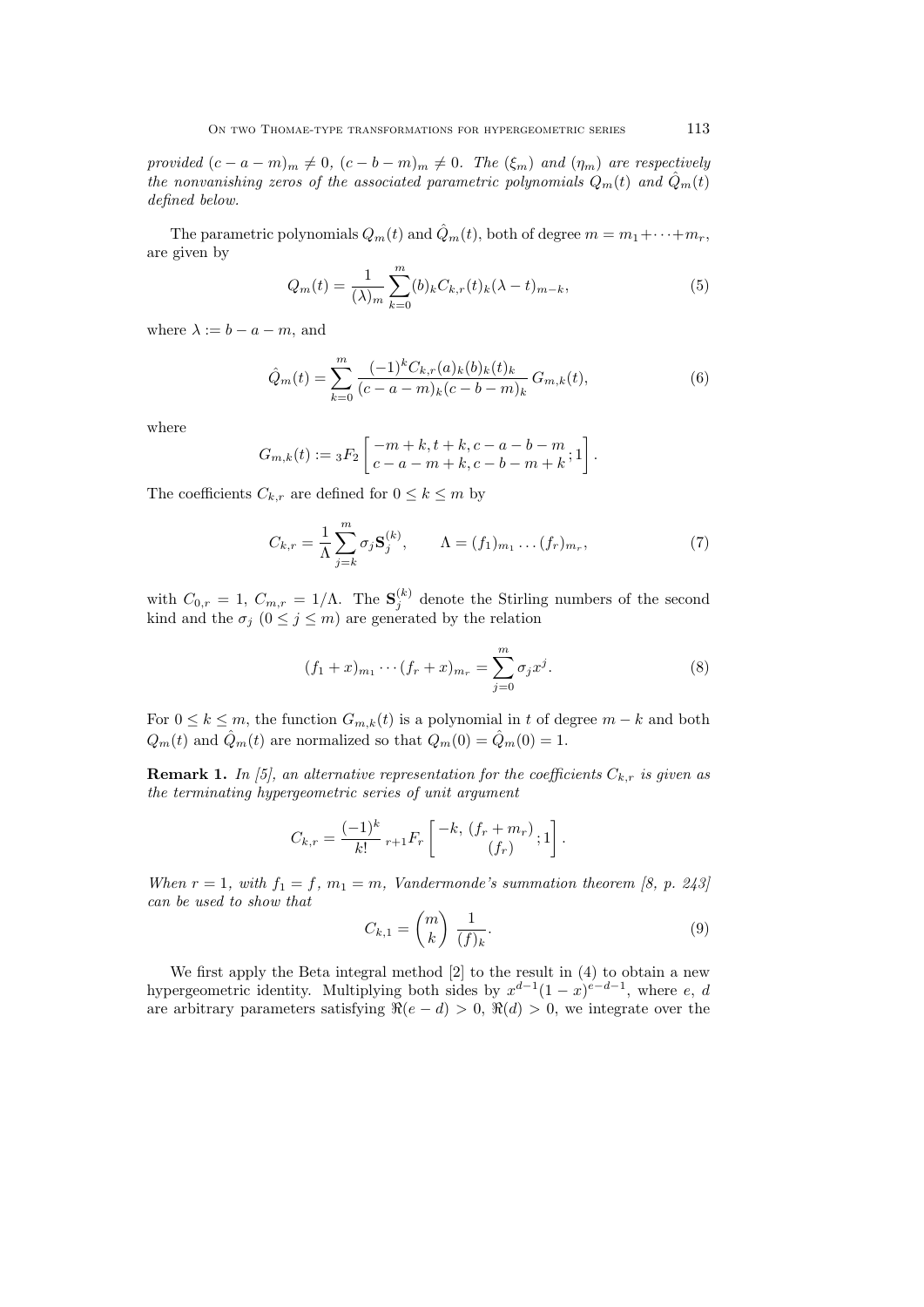*provided $(c-a-m)_m \neq 0$, $(c-b-m)_m \neq 0$. The $(\xi_m)$ and $(\eta_m)$ are respectively the nonvanishing zeros of the associated parametric polynomials $Q_m(t)$ and $\hat{Q}_m(t)$ defined below.*

The parametric polynomials $Q_m(t)$ and $\hat{Q}_m(t)$, both of degree $m = m_1 + \cdots + m_r$, are given by

$$Q_m(t) = \frac{1}{(\lambda)_m} \sum_{k=0}^{m} (b)_k C_{k,r} (t)_k (\lambda - t)_{m-k}, \tag{5}$$

where $\lambda := b - a - m$, and

$$\hat{Q}_m(t) = \sum_{k=0}^{m} \frac{(-1)^k C_{k,r} (a)_k (b)_k (t)_k}{(c-a-m)_k (c-b-m)_k} \, G_{m,k}(t), \tag{6}$$

where

$$G_{m,k}(t) := {}_3F_2 \left[ \begin{matrix} -m+k, t+k, c-a-b-m \\ c-a-m+k, c-b-m+k \end{matrix} ; 1 \right].$$

The coefficients $C_{k,r}$ are defined for $0 \leq k \leq m$ by

$$C_{k,r} = \frac{1}{\Lambda} \sum_{j=k}^{m} \sigma_j \mathbf{S}_j^{(k)}, \qquad \Lambda = (f_1)_{m_1} \ldots (f_r)_{m_r}, \tag{7}$$

with $C_{0,r} = 1$, $C_{m,r} = 1/\Lambda$. The $\mathbf{S}_j^{(k)}$ denote the Stirling numbers of the second kind and the $\sigma_j$ $(0 \leq j \leq m)$ are generated by the relation

$$(f_1 + x)_{m_1} \cdots (f_r + x)_{m_r} = \sum_{j=0}^{m} \sigma_j x^j. \tag{8}$$

For $0 \leq k \leq m$, the function $G_{m,k}(t)$ is a polynomial in $t$ of degree $m-k$ and both $Q_m(t)$ and $\hat{Q}_m(t)$ are normalized so that $Q_m(0) = \hat{Q}_m(0) = 1$.

**Remark 1.** *In [5], an alternative representation for the coefficients $C_{k,r}$ is given as the terminating hypergeometric series of unit argument*

$$C_{k,r} = \frac{(-1)^k}{k!} \, {}_{r+1}F_r \left[ \begin{matrix} -k, \, (f_r + m_r) \\ (f_r) \end{matrix} ; 1 \right].$$

*When $r = 1$, with $f_1 = f$, $m_1 = m$, Vandermonde's summation theorem [8, p. 243] can be used to show that*

$$C_{k,1} = \binom{m}{k} \frac{1}{(f)_k}. \tag{9}$$

We first apply the Beta integral method [2] to the result in (4) to obtain a new hypergeometric identity. Multiplying both sides by $x^{d-1}(1-x)^{e-d-1}$, where $e$, $d$ are arbitrary parameters satisfying $\Re(e-d) > 0$, $\Re(d) > 0$, we integrate over the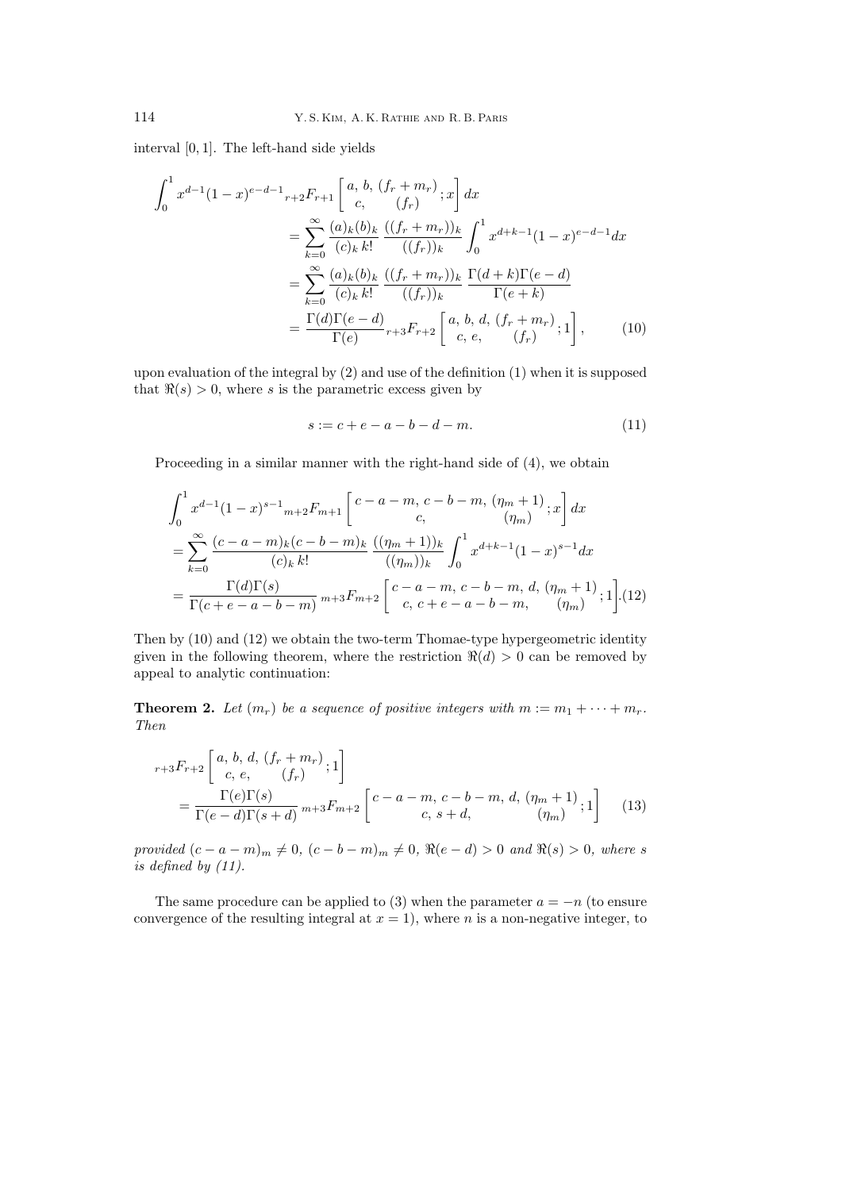interval $[0,1]$. The left-hand side yields

$$
\begin{aligned}
\int_0^1 x^{d-1}(1-x)^{e-d-1}{}_{r+2}F_{r+1}\left[\begin{matrix} a,\, b,\, (f_r+m_r) \\ c, \qquad (f_r) \end{matrix}; x\right] dx
&= \sum_{k=0}^{\infty} \frac{(a)_k (b)_k}{(c)_k\, k!}\, \frac{((f_r+m_r))_k}{((f_r))_k} \int_0^1 x^{d+k-1}(1-x)^{e-d-1} dx \\
&= \sum_{k=0}^{\infty} \frac{(a)_k (b)_k}{(c)_k\, k!}\, \frac{((f_r+m_r))_k}{((f_r))_k}\, \frac{\Gamma(d+k)\Gamma(e-d)}{\Gamma(e+k)} \\
&= \frac{\Gamma(d)\Gamma(e-d)}{\Gamma(e)}\, {}_{r+3}F_{r+2}\left[\begin{matrix} a,\, b,\, d,\, (f_r+m_r) \\ c,\, e, \qquad (f_r) \end{matrix}; 1\right], \qquad (10)
\end{aligned}
$$

upon evaluation of the integral by (2) and use of the definition (1) when it is supposed that $\Re(s) > 0$, where $s$ is the parametric excess given by

$$
s := c + e - a - b - d - m. \qquad (11)
$$

Proceeding in a similar manner with the right-hand side of (4), we obtain

$$
\begin{aligned}
&\int_0^1 x^{d-1}(1-x)^{s-1}{}_{m+2}F_{m+1}\left[\begin{matrix} c-a-m,\, c-b-m,\, (\eta_m+1) \\ c, \qquad (\eta_m) \end{matrix}; x\right] dx \\
&= \sum_{k=0}^{\infty} \frac{(c-a-m)_k (c-b-m)_k}{(c)_k\, k!}\, \frac{((\eta_m+1))_k}{((\eta_m))_k} \int_0^1 x^{d+k-1}(1-x)^{s-1} dx \\
&= \frac{\Gamma(d)\Gamma(s)}{\Gamma(c+e-a-b-m)}\, {}_{m+3}F_{m+2}\left[\begin{matrix} c-a-m,\, c-b-m,\, d,\, (\eta_m+1) \\ c,\, c+e-a-b-m, \qquad (\eta_m) \end{matrix}; 1\right]. \qquad (12)
\end{aligned}
$$

Then by (10) and (12) we obtain the two-term Thomae-type hypergeometric identity given in the following theorem, where the restriction $\Re(d) > 0$ can be removed by appeal to analytic continuation:

**Theorem 2.** *Let $(m_r)$ be a sequence of positive integers with $m := m_1 + \cdots + m_r$. Then*

$$
\begin{aligned}
&{}_{r+3}F_{r+2}\left[\begin{matrix} a,\, b,\, d,\, (f_r+m_r) \\ c,\, e, \qquad (f_r) \end{matrix}; 1\right] \\
&= \frac{\Gamma(e)\Gamma(s)}{\Gamma(e-d)\Gamma(s+d)}\, {}_{m+3}F_{m+2}\left[\begin{matrix} c-a-m,\, c-b-m,\, d,\, (\eta_m+1) \\ c,\, s+d, \qquad (\eta_m) \end{matrix}; 1\right] \qquad (13)
\end{aligned}
$$

*provided $(c-a-m)_m \neq 0$, $(c-b-m)_m \neq 0$, $\Re(e-d) > 0$ and $\Re(s) > 0$, where $s$ is defined by (11).*

The same procedure can be applied to (3) when the parameter $a = -n$ (to ensure convergence of the resulting integral at $x = 1$), where $n$ is a non-negative integer, to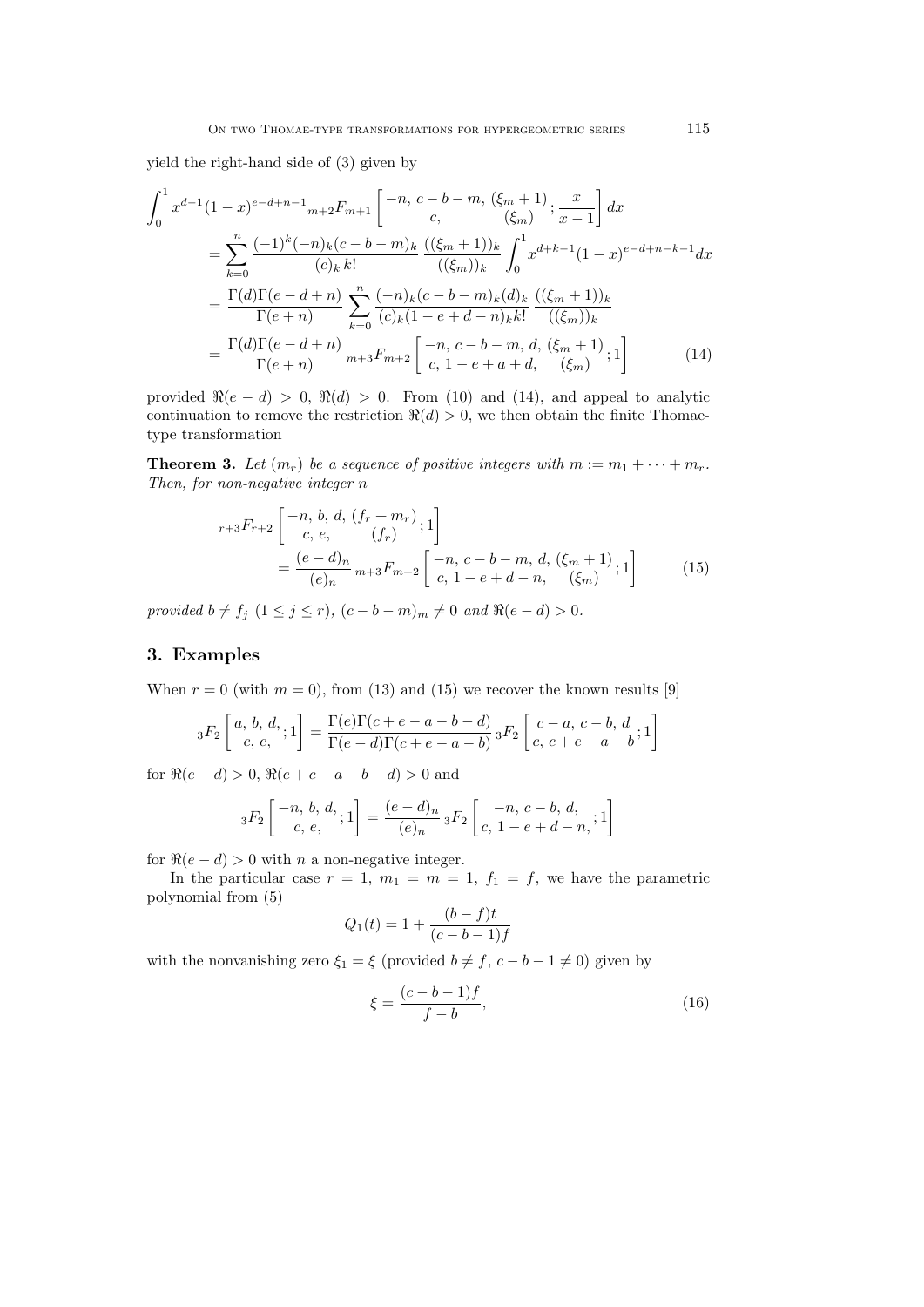yield the right-hand side of (3) given by

$$
\begin{aligned}
\int_0^1 x^{d-1}(1-x)^{e-d+n-1}{}_{m+2}F_{m+1}&\left[\begin{matrix}-n,\, c-b-m,\, (\xi_m+1)\\ c,\qquad\qquad (\xi_m)\end{matrix};\frac{x}{x-1}\right]dx\\
&=\sum_{k=0}^{n}\frac{(-1)^k(-n)_k(c-b-m)_k}{(c)_k\,k!}\,\frac{((\xi_m+1))_k}{((\xi_m))_k}\int_0^1 x^{d+k-1}(1-x)^{e-d+n-k-1}dx\\
&=\frac{\Gamma(d)\Gamma(e-d+n)}{\Gamma(e+n)}\sum_{k=0}^{n}\frac{(-n)_k(c-b-m)_k(d)_k}{(c)_k(1-e+d-n)_k k!}\,\frac{((\xi_m+1))_k}{((\xi_m))_k}\\
&=\frac{\Gamma(d)\Gamma(e-d+n)}{\Gamma(e+n)}\,{}_{m+3}F_{m+2}\left[\begin{matrix}-n,\, c-b-m,\, d,\, (\xi_m+1)\\ c,\, 1-e+a+d,\quad (\xi_m)\end{matrix};1\right] \qquad (14)
\end{aligned}
$$

provided $\Re(e-d)>0$, $\Re(d)>0$. From (10) and (14), and appeal to analytic continuation to remove the restriction $\Re(d)>0$, we then obtain the finite Thomae-type transformation

**Theorem 3.** *Let $(m_r)$ be a sequence of positive integers with $m:=m_1+\cdots+m_r$. Then, for non-negative integer $n$*

$$
\begin{aligned}
{}_{r+3}F_{r+2}&\left[\begin{matrix}-n,\, b,\, d,\, (f_r+m_r)\\ c,\, e,\qquad (f_r)\end{matrix};1\right]\\
&=\frac{(e-d)_n}{(e)_n}\,{}_{m+3}F_{m+2}\left[\begin{matrix}-n,\, c-b-m,\, d,\, (\xi_m+1)\\ c,\, 1-e+d-n,\quad (\xi_m)\end{matrix};1\right] \qquad (15)
\end{aligned}
$$

*provided $b\neq f_j$ $(1\le j\le r)$, $(c-b-m)_m\neq 0$ and $\Re(e-d)>0$.*

## 3. Examples

When $r=0$ (with $m=0$), from (13) and (15) we recover the known results [9]

$$
{}_3F_2\left[\begin{matrix}a,\, b,\, d,\\ c,\, e,\end{matrix};1\right]=\frac{\Gamma(e)\Gamma(c+e-a-b-d)}{\Gamma(e-d)\Gamma(c+e-a-b)}\,{}_3F_2\left[\begin{matrix}c-a,\, c-b,\, d\\ c,\, c+e-a-b\end{matrix};1\right]
$$

for $\Re(e-d)>0$, $\Re(e+c-a-b-d)>0$ and

$$
{}_3F_2\left[\begin{matrix}-n,\, b,\, d,\\ c,\, e,\end{matrix};1\right]=\frac{(e-d)_n}{(e)_n}\,{}_3F_2\left[\begin{matrix}-n,\, c-b,\, d,\\ c,\, 1-e+d-n,\end{matrix};1\right]
$$

for $\Re(e-d)>0$ with $n$ a non-negative integer.

In the particular case $r=1$, $m_1=m=1$, $f_1=f$, we have the parametric polynomial from (5)

$$
Q_1(t)=1+\frac{(b-f)t}{(c-b-1)f}
$$

with the nonvanishing zero $\xi_1=\xi$ (provided $b\neq f$, $c-b-1\neq 0$) given by

$$
\xi=\frac{(c-b-1)f}{f-b}, \qquad (16)
$$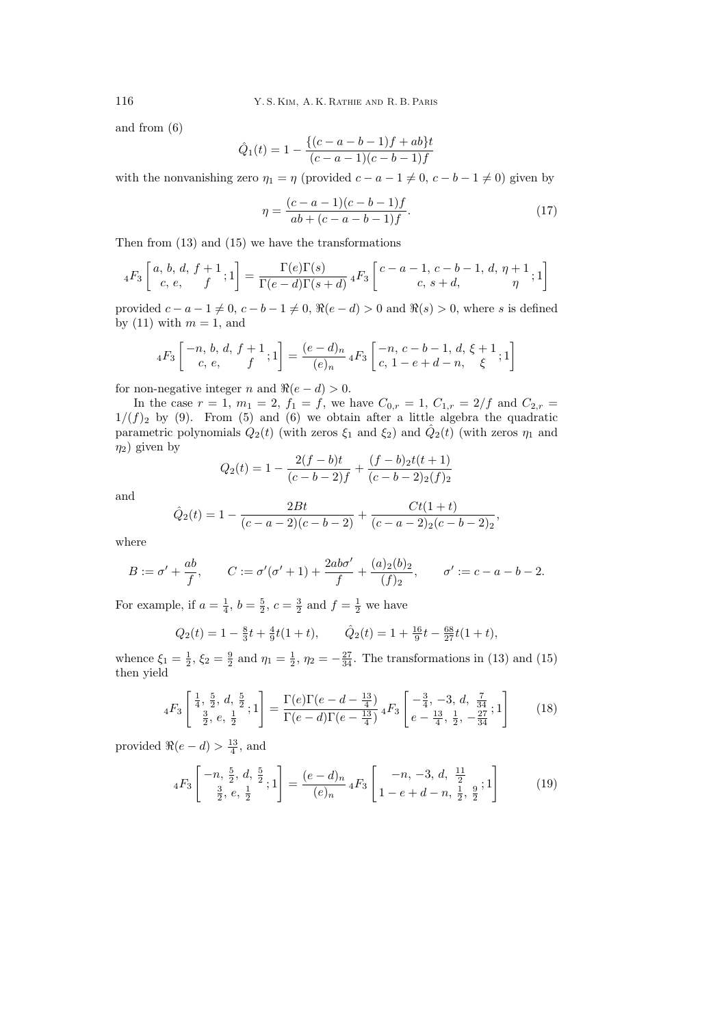and from (6)

$$\hat{Q}_1(t) = 1 - \frac{\{(c-a-b-1)f + ab\}t}{(c-a-1)(c-b-1)f}$$

with the nonvanishing zero $\eta_1 = \eta$ (provided $c-a-1 \neq 0$, $c-b-1 \neq 0$) given by

$$\eta = \frac{(c-a-1)(c-b-1)f}{ab + (c-a-b-1)f}. \tag{17}$$

Then from (13) and (15) we have the transformations

$${}_4F_3\left[\begin{matrix} a,\, b,\, d,\, f+1 \\ c,\, e,\, \quad f \end{matrix};1\right] = \frac{\Gamma(e)\Gamma(s)}{\Gamma(e-d)\Gamma(s+d)}\, {}_4F_3\left[\begin{matrix} c-a-1,\, c-b-1,\, d,\, \eta+1 \\ c,\, s+d,\, \qquad \eta \end{matrix};1\right]$$

provided $c-a-1 \neq 0$, $c-b-1 \neq 0$, $\Re(e-d) > 0$ and $\Re(s) > 0$, where $s$ is defined by (11) with $m = 1$, and

$${}_4F_3\left[\begin{matrix} -n,\, b,\, d,\, f+1 \\ c,\, e,\, \quad f \end{matrix};1\right] = \frac{(e-d)_n}{(e)_n}\, {}_4F_3\left[\begin{matrix} -n,\, c-b-1,\, d,\, \xi+1 \\ c,\, 1-e+d-n,\, \quad \xi \end{matrix};1\right]$$

for non-negative integer $n$ and $\Re(e-d) > 0$.

In the case $r = 1$, $m_1 = 2$, $f_1 = f$, we have $C_{0,r} = 1$, $C_{1,r} = 2/f$ and $C_{2,r} = 1/(f)_2$ by (9). From (5) and (6) we obtain after a little algebra the quadratic parametric polynomials $Q_2(t)$ (with zeros $\xi_1$ and $\xi_2$) and $\hat{Q}_2(t)$ (with zeros $\eta_1$ and $\eta_2$) given by

$$Q_2(t) = 1 - \frac{2(f-b)t}{(c-b-2)f} + \frac{(f-b)_2 t(t+1)}{(c-b-2)_2 (f)_2}$$

and

$$\hat{Q}_2(t) = 1 - \frac{2Bt}{(c-a-2)(c-b-2)} + \frac{Ct(1+t)}{(c-a-2)_2(c-b-2)_2},$$

where

$$B := \sigma' + \frac{ab}{f}, \qquad C := \sigma'(\sigma'+1) + \frac{2ab\sigma'}{f} + \frac{(a)_2(b)_2}{(f)_2}, \qquad \sigma' := c-a-b-2.$$

For example, if $a = \frac{1}{4}$, $b = \frac{5}{2}$, $c = \frac{3}{2}$ and $f = \frac{1}{2}$ we have

$$Q_2(t) = 1 - \tfrac{8}{3}t + \tfrac{4}{9}t(1+t), \qquad \hat{Q}_2(t) = 1 + \tfrac{16}{9}t - \tfrac{68}{27}t(1+t),$$

whence $\xi_1 = \frac{1}{2}$, $\xi_2 = \frac{9}{2}$ and $\eta_1 = \frac{1}{2}$, $\eta_2 = -\frac{27}{34}$. The transformations in (13) and (15) then yield

$${}_4F_3\left[\begin{matrix} \frac{1}{4},\, \frac{5}{2},\, d,\, \frac{5}{2} \\ \frac{3}{2},\, e,\, \frac{1}{2} \end{matrix};1\right] = \frac{\Gamma(e)\Gamma(e-d-\frac{13}{4})}{\Gamma(e-d)\Gamma(e-\frac{13}{4})}\, {}_4F_3\left[\begin{matrix} -\frac{3}{4},\, -3,\, d,\, \frac{7}{34} \\ e-\frac{13}{4},\, \frac{1}{2},\, -\frac{27}{34} \end{matrix};1\right] \tag{18}$$

provided $\Re(e-d) > \frac{13}{4}$, and

$${}_4F_3\left[\begin{matrix} -n,\, \frac{5}{2},\, d,\, \frac{5}{2} \\ \frac{3}{2},\, e,\, \frac{1}{2} \end{matrix};1\right] = \frac{(e-d)_n}{(e)_n}\, {}_4F_3\left[\begin{matrix} -n,\, -3,\, d,\, \frac{11}{2} \\ 1-e+d-n,\, \frac{1}{2},\, \frac{9}{2} \end{matrix};1\right] \tag{19}$$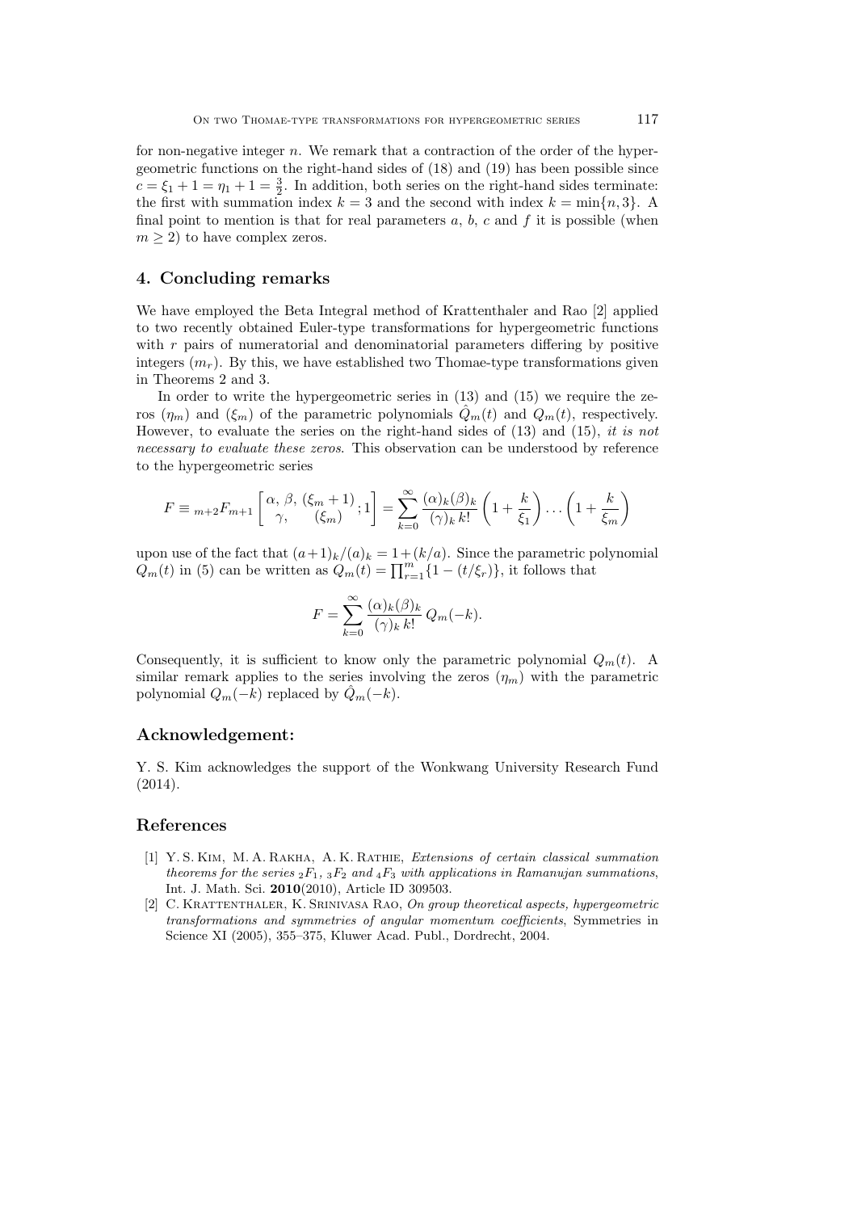for non-negative integer $n$. We remark that a contraction of the order of the hypergeometric functions on the right-hand sides of (18) and (19) has been possible since $c = \xi_1 + 1 = \eta_1 + 1 = \frac{3}{2}$. In addition, both series on the right-hand sides terminate: the first with summation index $k = 3$ and the second with index $k = \min\{n, 3\}$. A final point to mention is that for real parameters $a$, $b$, $c$ and $f$ it is possible (when $m \geq 2$) to have complex zeros.

## 4. Concluding remarks

We have employed the Beta Integral method of Krattenthaler and Rao [2] applied to two recently obtained Euler-type transformations for hypergeometric functions with $r$ pairs of numeratorial and denominatorial parameters differing by positive integers $(m_r)$. By this, we have established two Thomae-type transformations given in Theorems 2 and 3.

In order to write the hypergeometric series in (13) and (15) we require the zeros $(\eta_m)$ and $(\xi_m)$ of the parametric polynomials $\hat{Q}_m(t)$ and $Q_m(t)$, respectively. However, to evaluate the series on the right-hand sides of (13) and (15), *it is not necessary to evaluate these zeros*. This observation can be understood by reference to the hypergeometric series

$$F \equiv {}_{m+2}F_{m+1}\left[\begin{matrix}\alpha,\, \beta,\, (\xi_m+1)\\ \gamma, \quad\; (\xi_m)\end{matrix};1\right] = \sum_{k=0}^{\infty} \frac{(\alpha)_k(\beta)_k}{(\gamma)_k\, k!}\left(1+\frac{k}{\xi_1}\right)\ldots\left(1+\frac{k}{\xi_m}\right)$$

upon use of the fact that $(a+1)_k/(a)_k = 1+(k/a)$. Since the parametric polynomial $Q_m(t)$ in (5) can be written as $Q_m(t) = \prod_{r=1}^{m}\{1-(t/\xi_r)\}$, it follows that

$$F = \sum_{k=0}^{\infty} \frac{(\alpha)_k(\beta)_k}{(\gamma)_k\, k!}\, Q_m(-k).$$

Consequently, it is sufficient to know only the parametric polynomial $Q_m(t)$. A similar remark applies to the series involving the zeros $(\eta_m)$ with the parametric polynomial $Q_m(-k)$ replaced by $\hat{Q}_m(-k)$.

## Acknowledgement:

Y. S. Kim acknowledges the support of the Wonkwang University Research Fund (2014).

## References

[1] Y. S. Kim, M. A. Rakha, A. K. Rathie, *Extensions of certain classical summation theorems for the series ${}_2F_1$, ${}_3F_2$ and ${}_4F_3$ with applications in Ramanujan summations*, Int. J. Math. Sci. **2010**(2010), Article ID 309503.

[2] C. Krattenthaler, K. Srinivasa Rao, *On group theoretical aspects, hypergeometric transformations and symmetries of angular momentum coefficients*, Symmetries in Science XI (2005), 355–375, Kluwer Acad. Publ., Dordrecht, 2004.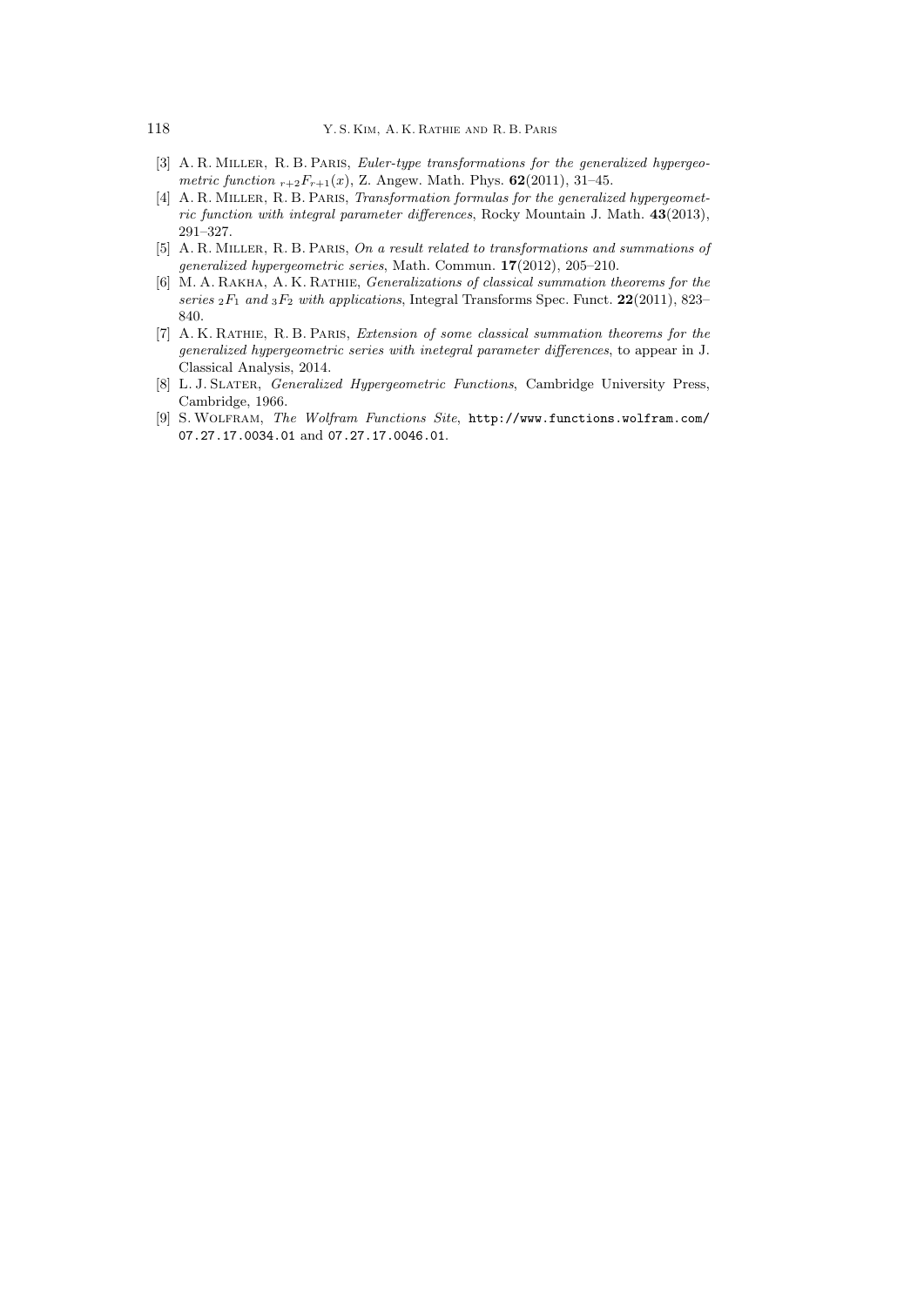[3] A. R. Miller, R. B. Paris, *Euler-type transformations for the generalized hypergeometric function* ${}_{r+2}F_{r+1}(x)$, Z. Angew. Math. Phys. **62**(2011), 31–45.

[4] A. R. Miller, R. B. Paris, *Transformation formulas for the generalized hypergeometric function with integral parameter differences*, Rocky Mountain J. Math. **43**(2013), 291–327.

[5] A. R. Miller, R. B. Paris, *On a result related to transformations and summations of generalized hypergeometric series*, Math. Commun. **17**(2012), 205–210.

[6] M. A. Rakha, A. K. Rathie, *Generalizations of classical summation theorems for the series* ${}_2F_1$ *and* ${}_3F_2$ *with applications*, Integral Transforms Spec. Funct. **22**(2011), 823–840.

[7] A. K. Rathie, R. B. Paris, *Extension of some classical summation theorems for the generalized hypergeometric series with inetegral parameter differences*, to appear in J. Classical Analysis, 2014.

[8] L. J. Slater, *Generalized Hypergeometric Functions*, Cambridge University Press, Cambridge, 1966.

[9] S. Wolfram, *The Wolfram Functions Site*, `http://www.functions.wolfram.com/07.27.17.0034.01` and `07.27.17.0046.01`.